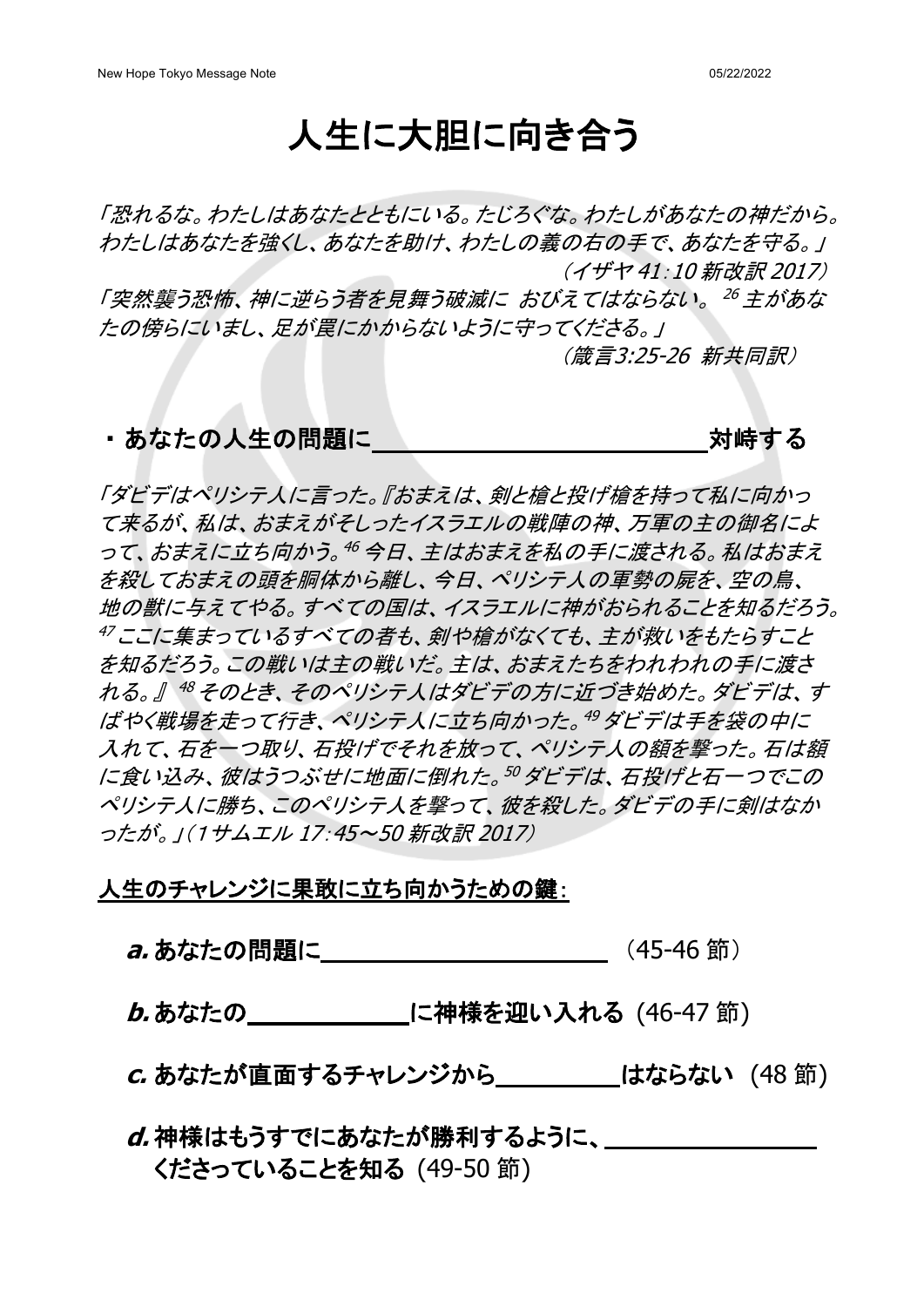# 人生に大胆に向き合う

*「恐れるな。わたしはあなたとともにいる。たじろぐな。わたしがあなたの神だから。わたしはあなたを強くし、あなたを助け、わたしの義の右の手で、あなたを守る。」*
*（イザヤ 41：10 新改訳 2017）*

*「突然襲う恐怖、神に逆らう者を見舞う破滅に おびえてはならない。[26] 主があなたの傍らにいまし、足が罠にかからないように守ってくださる。」*
*（箴言3:25-26 新共同訳）*

## ・あなたの人生の問題に＿＿＿＿＿＿＿＿＿＿＿＿＿対峙する

*「ダビデはペリシテ人に言った。『おまえは、剣と槍と投げ槍を持って私に向かって来るが、私は、おまえがそしったイスラエルの戦陣の神、万軍の主の御名によって、おまえに立ち向かう。[46] 今日、主はおまえを私の手に渡される。私はおまえを殺しておまえの頭を胴体から離し、今日、ペリシテ人の軍勢の屍を、空の鳥、地の獣に与えてやる。すべての国は、イスラエルに神がおられることを知るだろう。[47] ここに集まっているすべての者も、剣や槍がなくても、主が救いをもたらすことを知るだろう。この戦いは主の戦いだ。主は、おまえたちをわれわれの手に渡される。』 [48] そのとき、そのペリシテ人はダビデの方に近づき始めた。ダビデは、すばやく戦場を走って行き、ペリシテ人に立ち向かった。[49] ダビデは手を袋の中に入れて、石を一つ取り、石投げでそれを放って、ペリシテ人の額を撃った。石は額に食い込み、彼はうつぶせに地面に倒れた。[50] ダビデは、石投げと石一つでこのペリシテ人に勝ち、このペリシテ人を撃って、彼を殺した。ダビデの手に剣はなかったが。」（1サムエル 17：45～50 新改訳 2017）*

**人生のチャレンジに果敢に立ち向かうための鍵：**

***a.*** **あなたの問題に＿＿＿＿＿＿＿＿＿＿＿＿** （45-46 節）

***b.*** **あなたの＿＿＿＿＿＿に神様を迎い入れる** (46-47 節)

***c.*** **あなたが直面するチャレンジから＿＿＿＿＿はならない** (48 節)

***d.*** **神様はもうすでにあなたが勝利するように、＿＿＿＿＿＿＿＿＿くださっていることを知る** (49-50 節)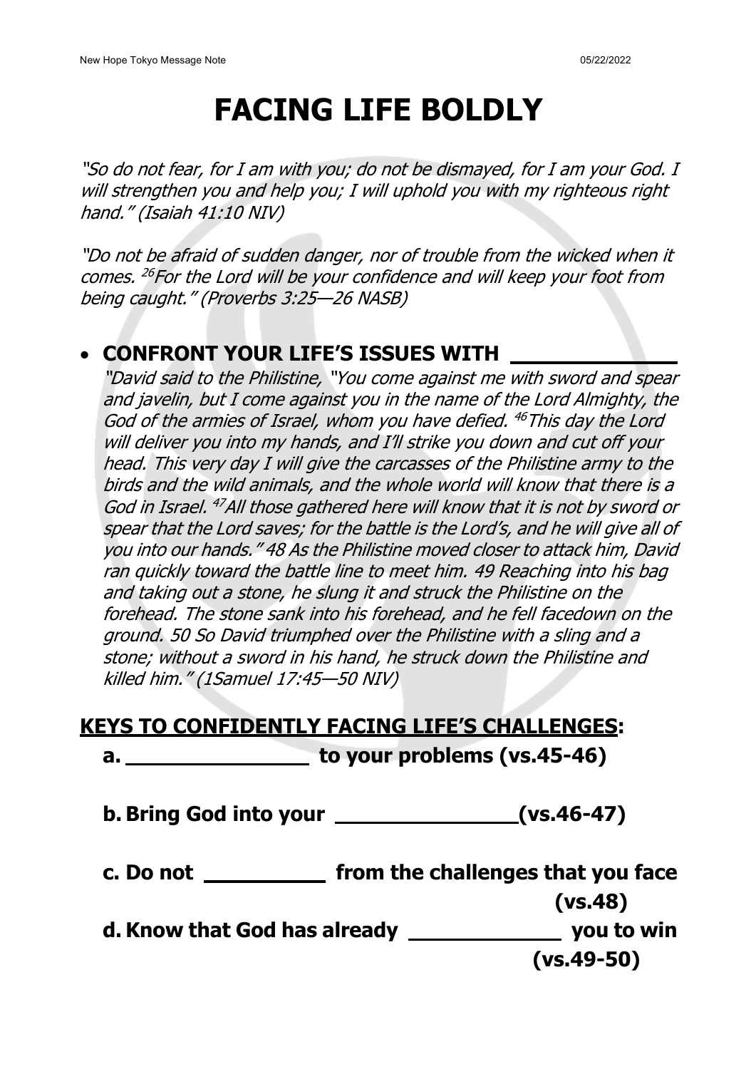# FACING LIFE BOLDLY

*"So do not fear, for I am with you; do not be dismayed, for I am your God. I will strengthen you and help you; I will uphold you with my righteous right hand." (Isaiah 41:10 NIV)*

*"Do not be afraid of sudden danger, nor of trouble from the wicked when it comes. [26]For the Lord will be your confidence and will keep your foot from being caught." (Proverbs 3:25—26 NASB)*

- **CONFRONT YOUR LIFE'S ISSUES WITH ____________**

  *"David said to the Philistine, "You come against me with sword and spear and javelin, but I come against you in the name of the Lord Almighty, the God of the armies of Israel, whom you have defied. [46]This day the Lord will deliver you into my hands, and I'll strike you down and cut off your head. This very day I will give the carcasses of the Philistine army to the birds and the wild animals, and the whole world will know that there is a God in Israel. [47]All those gathered here will know that it is not by sword or spear that the Lord saves; for the battle is the Lord's, and he will give all of you into our hands." 48 As the Philistine moved closer to attack him, David ran quickly toward the battle line to meet him. 49 Reaching into his bag and taking out a stone, he slung it and struck the Philistine on the forehead. The stone sank into his forehead, and he fell facedown on the ground. 50 So David triumphed over the Philistine with a sling and a stone; without a sword in his hand, he struck down the Philistine and killed him." (1Samuel 17:45—50 NIV)*

## KEYS TO CONFIDENTLY FACING LIFE'S CHALLENGES:

**a. ______________ to your problems (vs.45-46)**

**b. Bring God into your ______________ (vs.46-47)**

**c. Do not __________ from the challenges that you face (vs.48)**

**d. Know that God has already ____________ you to win (vs.49-50)**